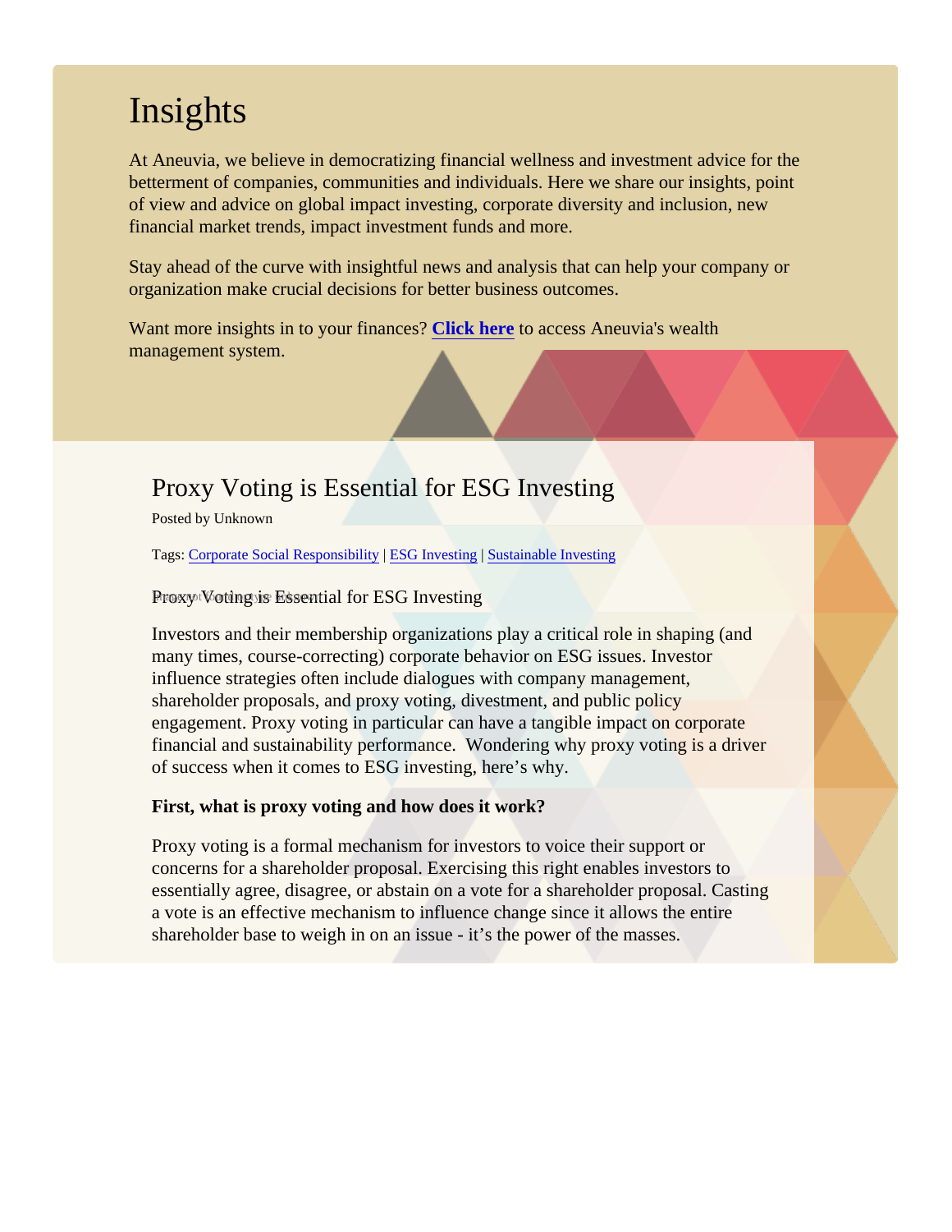# Insights

At Aneuvia, we believe in democratizing financial wellness and investment advice for the betterment of companies, communities and individuals. Here we share our insights, point of view and advice on global impact investing, corporate diversity and inclusion, new financial market trends, impact investment funds and more.

Stay ahead of the curve with insightful news and analysis that can help your company or organization make crucial decisions for better business outcomes.

Want more insights in to your finances? **[Click here]** to access Aneuvia's wealth management system.

## Proxy Voting is Essential for ESG Investing

Posted by Unknown

Tags: [Corporate Social Responsibility] | [ESG Investing] | [Sustainable Investing]

Proxy Voting is Essential for ESG Investing

Investors and their membership organizations play a critical role in shaping (and many times, course-correcting) corporate behavior on ESG issues. Investor influence strategies often include dialogues with company management, shareholder proposals, and proxy voting, divestment, and public policy engagement. Proxy voting in particular can have a tangible impact on corporate financial and sustainability performance. Wondering why proxy voting is a driver of success when it comes to ESG investing, here's why.

**First, what is proxy voting and how does it work?**

Proxy voting is a formal mechanism for investors to voice their support or concerns for a shareholder proposal. Exercising this right enables investors to essentially agree, disagree, or abstain on a vote for a shareholder proposal. Casting a vote is an effective mechanism to influence change since it allows the entire shareholder base to weigh in on an issue - it's the power of the masses.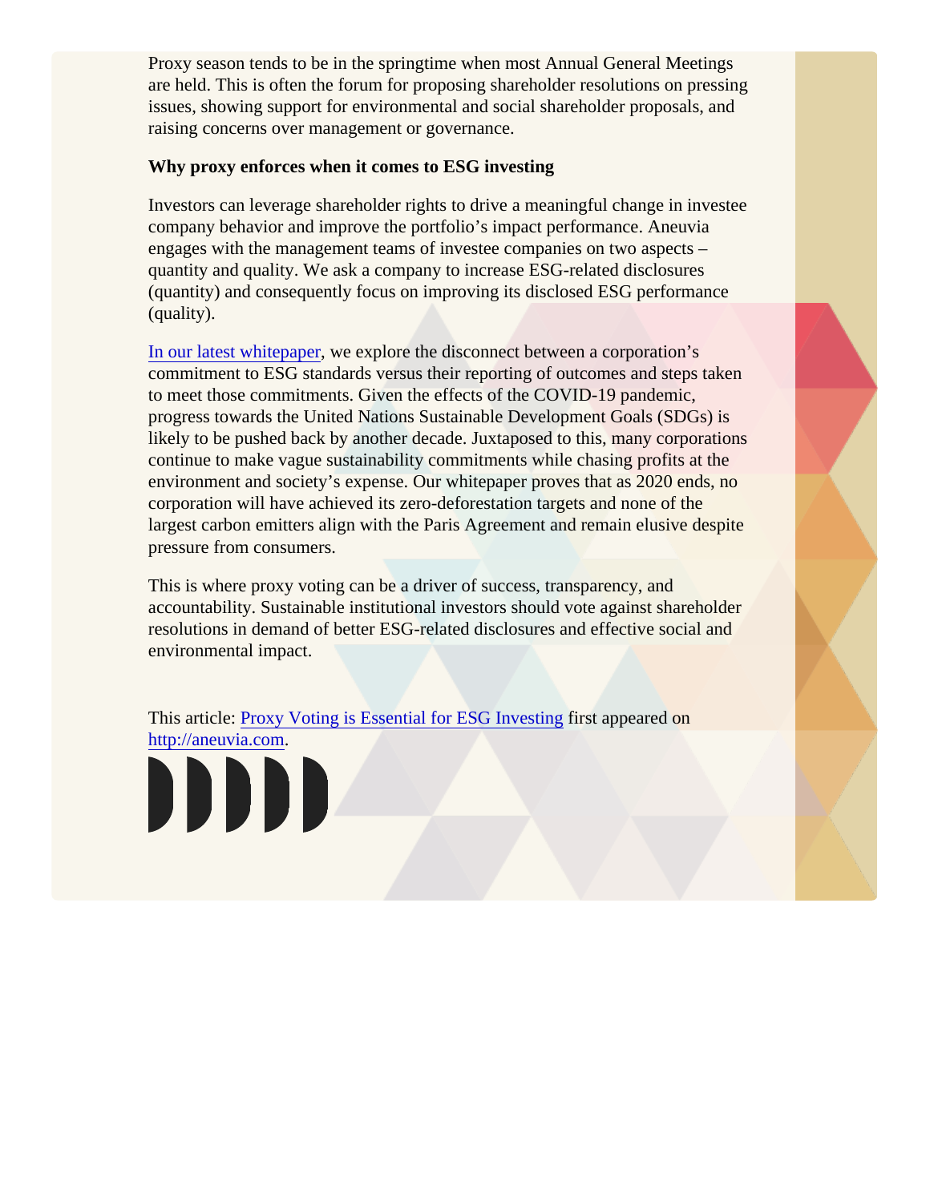Proxy season tends to be in the springtime when most Annual General Meetings are held. This is often the forum for proposing shareholder resolutions on pressing issues, showing support for environmental and social shareholder proposals, and raising concerns over management or governance.

**Why proxy enforces when it comes to ESG investing**

Investors can leverage shareholder rights to drive a meaningful change in investee company behavior and improve the portfolio's impact performance. Aneuvia engages with the management teams of investee companies on two aspects – quantity and quality. We ask a company to increase ESG-related disclosures (quantity) and consequently focus on improving its disclosed ESG performance (quality).

In our latest whitepaper, we explore the disconnect between a corporation's commitment to ESG standards versus their reporting of outcomes and steps taken to meet those commitments. Given the effects of the COVID-19 pandemic, progress towards the United Nations Sustainable Development Goals (SDGs) is likely to be pushed back by another decade. Juxtaposed to this, many corporations continue to make vague sustainability commitments while chasing profits at the environment and society's expense. Our whitepaper proves that as 2020 ends, no corporation will have achieved its zero-deforestation targets and none of the largest carbon emitters align with the Paris Agreement and remain elusive despite pressure from consumers.

This is where proxy voting can be a driver of success, transparency, and accountability. Sustainable institutional investors should vote against shareholder resolutions in demand of better ESG-related disclosures and effective social and environmental impact.

This article: Proxy Voting is Essential for ESG Investing first appeared on http://aneuvia.com.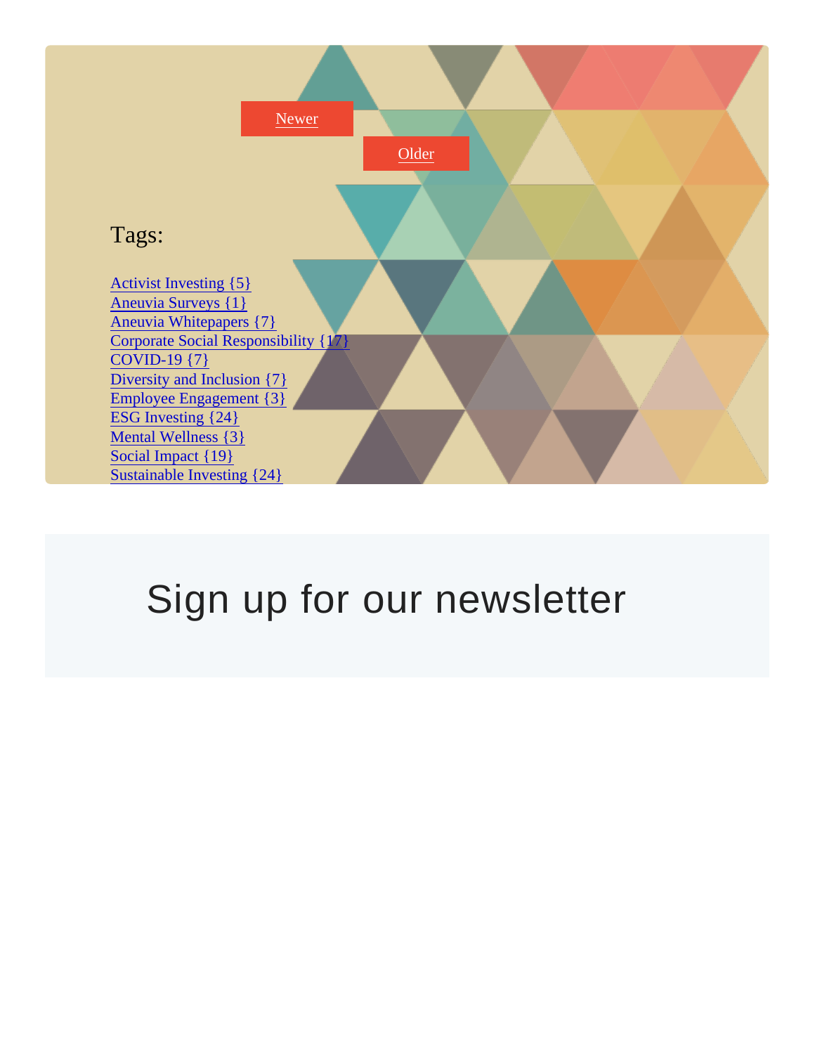Newer

Older

Tags:

Activist Investing {5}
Aneuvia Surveys {1}
Aneuvia Whitepapers {7}
Corporate Social Responsibility {17}
COVID-19 {7}
Diversity and Inclusion {7}
Employee Engagement {3}
ESG Investing {24}
Mental Wellness {3}
Social Impact {19}
Sustainable Investing {24}

## Sign up for our newsletter